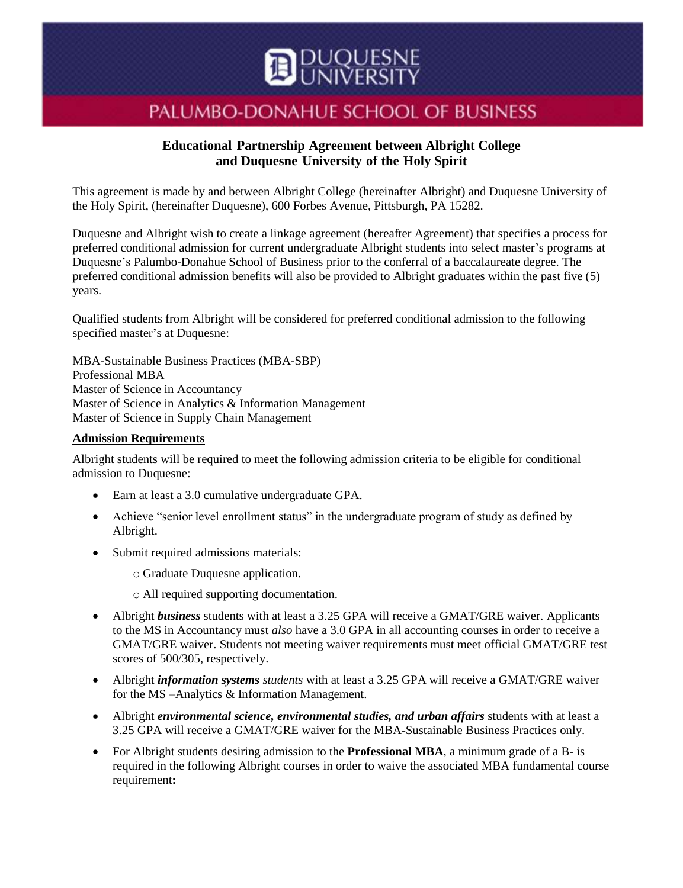DUQUESNE UNIVERSITY

PALUMBO-DONAHUE SCHOOL OF BUSINESS

# Educational Partnership Agreement between Albright College and Duquesne University of the Holy Spirit

This agreement is made by and between Albright College (hereinafter Albright) and Duquesne University of the Holy Spirit, (hereinafter Duquesne), 600 Forbes Avenue, Pittsburgh, PA 15282.

Duquesne and Albright wish to create a linkage agreement (hereafter Agreement) that specifies a process for preferred conditional admission for current undergraduate Albright students into select master's programs at Duquesne's Palumbo-Donahue School of Business prior to the conferral of a baccalaureate degree. The preferred conditional admission benefits will also be provided to Albright graduates within the past five (5) years.

Qualified students from Albright will be considered for preferred conditional admission to the following specified master's at Duquesne:

MBA-Sustainable Business Practices (MBA-SBP)
Professional MBA
Master of Science in Accountancy
Master of Science in Analytics & Information Management
Master of Science in Supply Chain Management

## Admission Requirements

Albright students will be required to meet the following admission criteria to be eligible for conditional admission to Duquesne:

- Earn at least a 3.0 cumulative undergraduate GPA.
- Achieve "senior level enrollment status" in the undergraduate program of study as defined by Albright.
- Submit required admissions materials:
  - Graduate Duquesne application.
  - All required supporting documentation.
- Albright ***business*** students with at least a 3.25 GPA will receive a GMAT/GRE waiver. Applicants to the MS in Accountancy must *also* have a 3.0 GPA in all accounting courses in order to receive a GMAT/GRE waiver. Students not meeting waiver requirements must meet official GMAT/GRE test scores of 500/305, respectively.
- Albright ***information systems*** *students* with at least a 3.25 GPA will receive a GMAT/GRE waiver for the MS –Analytics & Information Management.
- Albright ***environmental science, environmental studies, and urban affairs*** students with at least a 3.25 GPA will receive a GMAT/GRE waiver for the MBA-Sustainable Business Practices <u>only</u>.
- For Albright students desiring admission to the **Professional MBA**, a minimum grade of a B- is required in the following Albright courses in order to waive the associated MBA fundamental course requirement**:**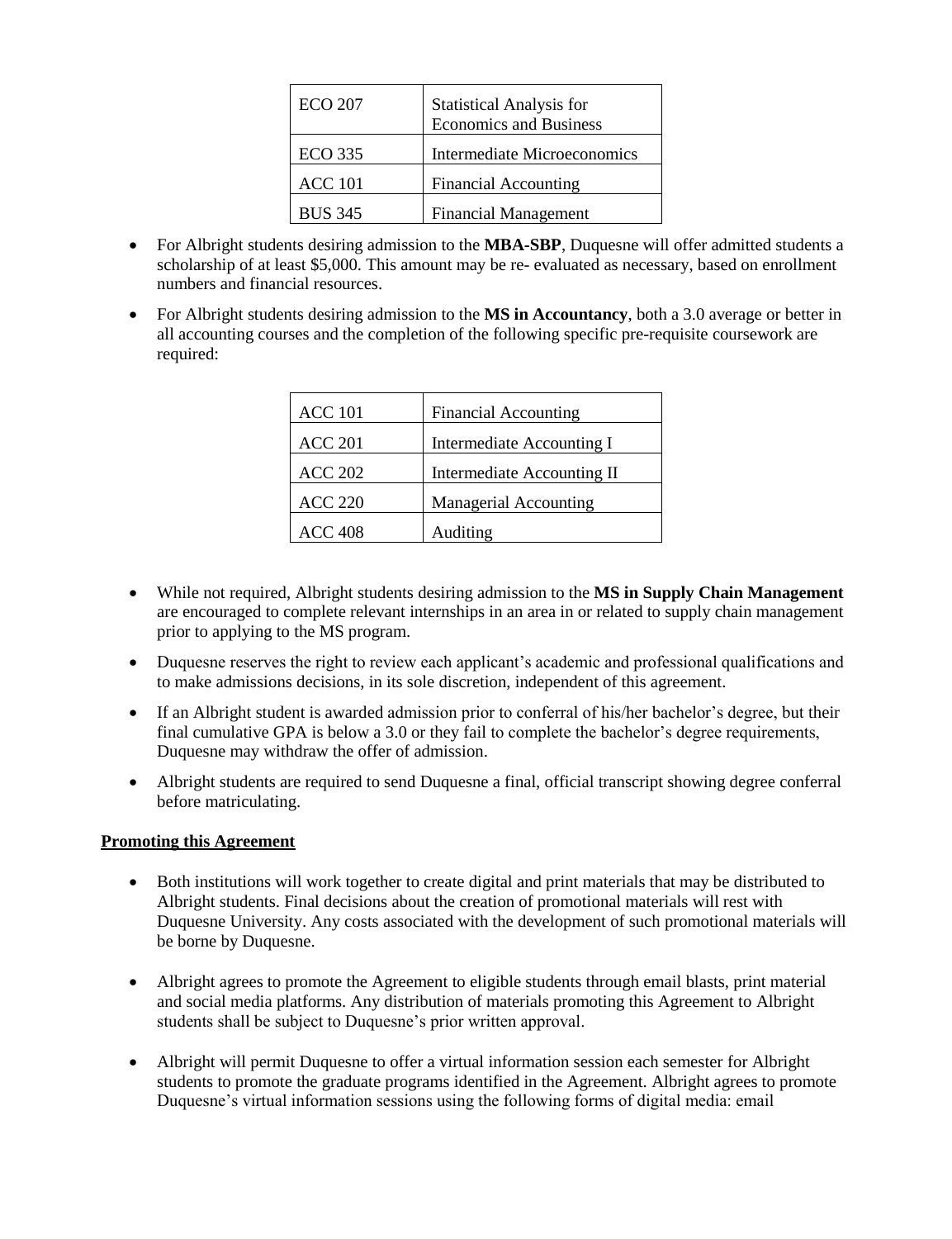| ECO 207 | Statistical Analysis for Economics and Business |
|---|---|
| ECO 335 | Intermediate Microeconomics |
| ACC 101 | Financial Accounting |
| BUS 345 | Financial Management |

- For Albright students desiring admission to the **MBA-SBP**, Duquesne will offer admitted students a scholarship of at least $5,000. This amount may be re- evaluated as necessary, based on enrollment numbers and financial resources.
- For Albright students desiring admission to the **MS in Accountancy**, both a 3.0 average or better in all accounting courses and the completion of the following specific pre-requisite coursework are required:

| ACC 101 | Financial Accounting |
|---|---|
| ACC 201 | Intermediate Accounting I |
| ACC 202 | Intermediate Accounting II |
| ACC 220 | Managerial Accounting |
| ACC 408 | Auditing |

- While not required, Albright students desiring admission to the **MS in Supply Chain Management** are encouraged to complete relevant internships in an area in or related to supply chain management prior to applying to the MS program.
- Duquesne reserves the right to review each applicant's academic and professional qualifications and to make admissions decisions, in its sole discretion, independent of this agreement.
- If an Albright student is awarded admission prior to conferral of his/her bachelor's degree, but their final cumulative GPA is below a 3.0 or they fail to complete the bachelor's degree requirements, Duquesne may withdraw the offer of admission.
- Albright students are required to send Duquesne a final, official transcript showing degree conferral before matriculating.

**Promoting this Agreement**

- Both institutions will work together to create digital and print materials that may be distributed to Albright students. Final decisions about the creation of promotional materials will rest with Duquesne University. Any costs associated with the development of such promotional materials will be borne by Duquesne.
- Albright agrees to promote the Agreement to eligible students through email blasts, print material and social media platforms. Any distribution of materials promoting this Agreement to Albright students shall be subject to Duquesne's prior written approval.
- Albright will permit Duquesne to offer a virtual information session each semester for Albright students to promote the graduate programs identified in the Agreement. Albright agrees to promote Duquesne's virtual information sessions using the following forms of digital media: email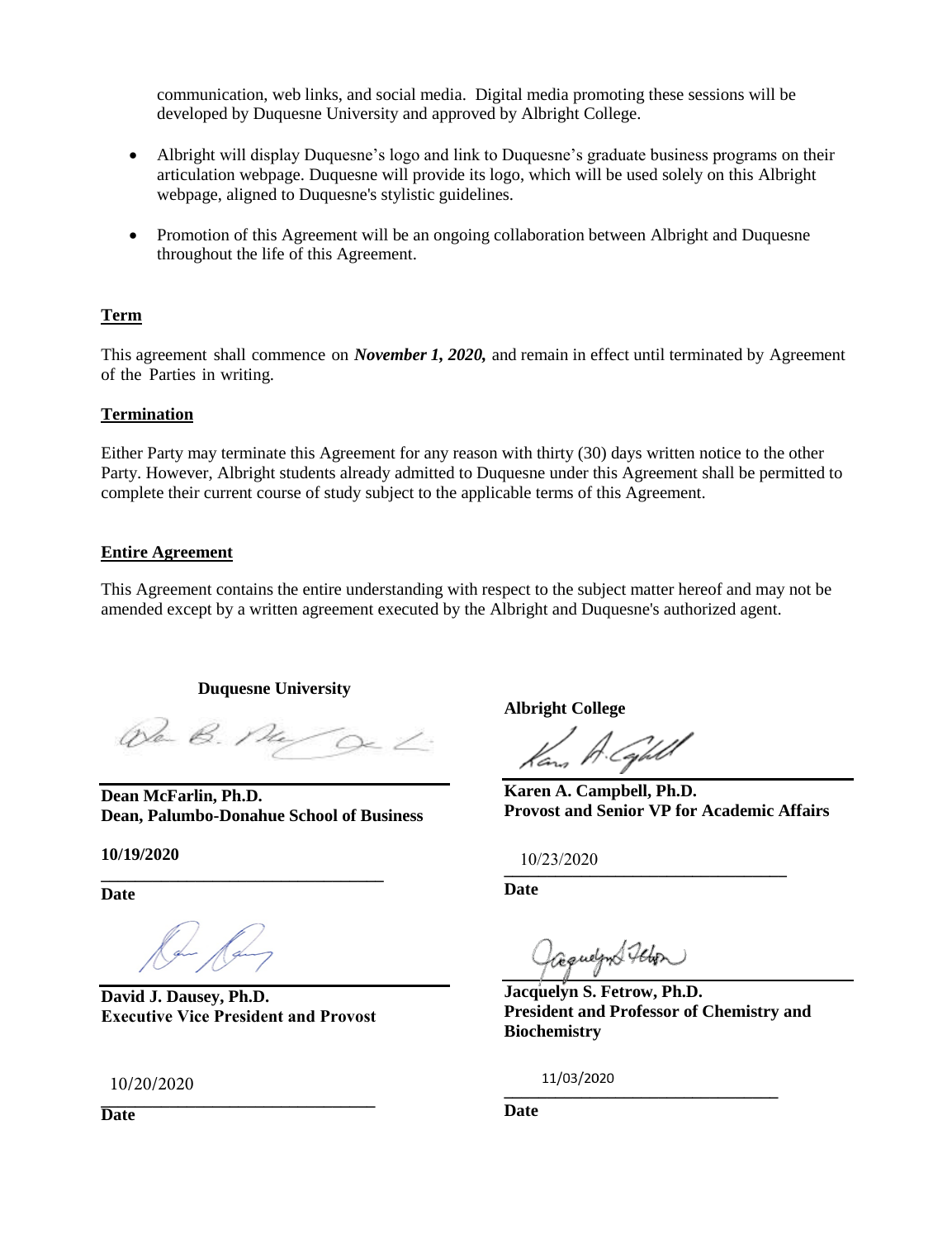communication, web links, and social media. Digital media promoting these sessions will be developed by Duquesne University and approved by Albright College.

- Albright will display Duquesne's logo and link to Duquesne's graduate business programs on their articulation webpage. Duquesne will provide its logo, which will be used solely on this Albright webpage, aligned to Duquesne's stylistic guidelines.
- Promotion of this Agreement will be an ongoing collaboration between Albright and Duquesne throughout the life of this Agreement.

## Term

This agreement shall commence on ***November 1, 2020,*** and remain in effect until terminated by Agreement of the Parties in writing.

## Termination

Either Party may terminate this Agreement for any reason with thirty (30) days written notice to the other Party. However, Albright students already admitted to Duquesne under this Agreement shall be permitted to complete their current course of study subject to the applicable terms of this Agreement.

## Entire Agreement

This Agreement contains the entire understanding with respect to the subject matter hereof and may not be amended except by a written agreement executed by the Albright and Duquesne's authorized agent.

**Duquesne University**

**Dean McFarlin, Ph.D.**
**Dean, Palumbo-Donahue School of Business**

**10/19/2020**

**Date**

**David J. Dausey, Ph.D.**
**Executive Vice President and Provost**

10/20/2020

**Date**

**Albright College**

**Karen A. Campbell, Ph.D.**
**Provost and Senior VP for Academic Affairs**

10/23/2020

**Date**

**Jacquelyn S. Fetrow, Ph.D.**
**President and Professor of Chemistry and Biochemistry**

11/03/2020

**Date**